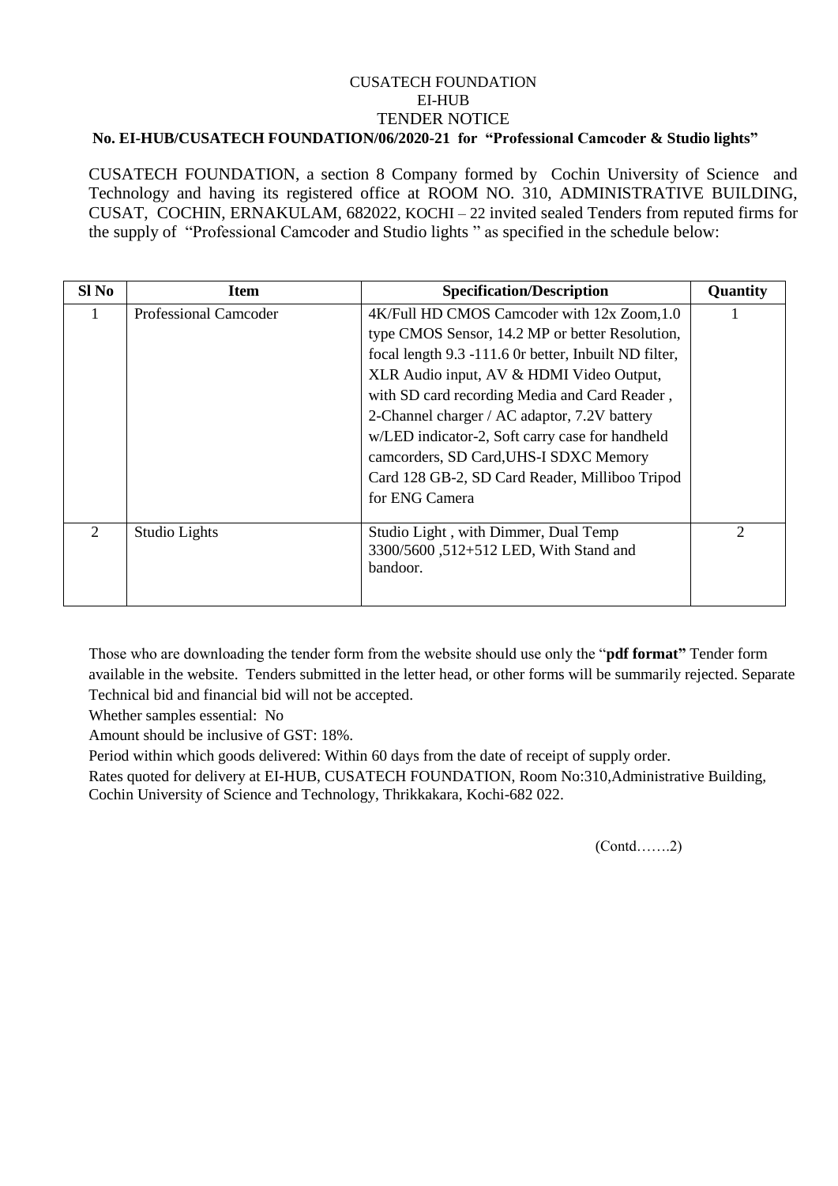CUSATECH FOUNDATION
EI-HUB
TENDER NOTICE

**No. EI-HUB/CUSATECH FOUNDATION/06/2020-21 for "Professional Camcoder & Studio lights"**

CUSATECH FOUNDATION, a section 8 Company formed by Cochin University of Science and Technology and having its registered office at ROOM NO. 310, ADMINISTRATIVE BUILDING, CUSAT, COCHIN, ERNAKULAM, 682022, KOCHI – 22 invited sealed Tenders from reputed firms for the supply of "Professional Camcoder and Studio lights " as specified in the schedule below:

| Sl No | Item | Specification/Description | Quantity |
|---|---|---|---|
| 1 | Professional Camcoder | 4K/Full HD CMOS Camcoder with 12x Zoom,1.0 type CMOS Sensor, 14.2 MP or better Resolution, focal length 9.3 -111.6 0r better, Inbuilt ND filter, XLR Audio input, AV & HDMI Video Output, with SD card recording Media and Card Reader , 2-Channel charger / AC adaptor, 7.2V battery w/LED indicator-2, Soft carry case for handheld camcorders, SD Card,UHS-I SDXC Memory Card 128 GB-2, SD Card Reader, Milliboo Tripod for ENG Camera | 1 |
| 2 | Studio Lights | Studio Light , with Dimmer, Dual Temp 3300/5600 ,512+512 LED, With Stand and bandoor. | 2 |

Those who are downloading the tender form from the website should use only the "**pdf format"** Tender form available in the website. Tenders submitted in the letter head, or other forms will be summarily rejected. Separate Technical bid and financial bid will not be accepted.

Whether samples essential: No

Amount should be inclusive of GST: 18%.

Period within which goods delivered: Within 60 days from the date of receipt of supply order.

Rates quoted for delivery at EI-HUB, CUSATECH FOUNDATION, Room No:310,Administrative Building, Cochin University of Science and Technology, Thrikkakara, Kochi-682 022.

(Contd…….2)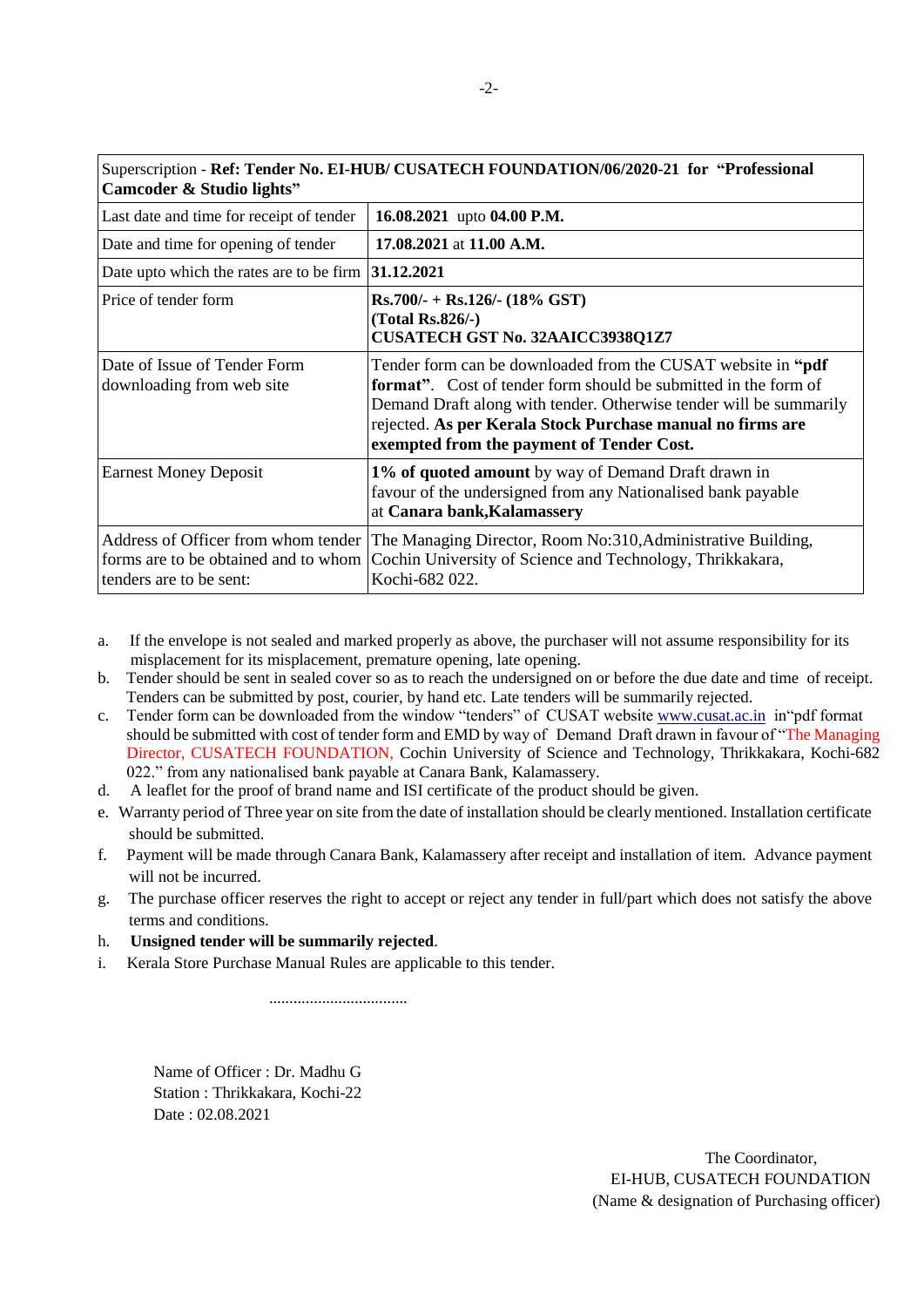| Superscription - **Ref: Tender No. EI-HUB/ CUSATECH FOUNDATION/06/2020-21 for "Professional Camcoder & Studio lights"** | |
|---|---|
| Last date and time for receipt of tender | **16.08.2021** upto **04.00 P.M.** |
| Date and time for opening of tender | **17.08.2021** at **11.00 A.M.** |
| Date upto which the rates are to be firm | **31.12.2021** |
| Price of tender form | **Rs.700/- + Rs.126/- (18% GST)**<br>**(Total Rs.826/-)**<br>**CUSATECH GST No. 32AAICC3938Q1Z7** |
| Date of Issue of Tender Form downloading from web site | Tender form can be downloaded from the CUSAT website in **"pdf format"**. Cost of tender form should be submitted in the form of Demand Draft along with tender. Otherwise tender will be summarily rejected. **As per Kerala Stock Purchase manual no firms are exempted from the payment of Tender Cost.** |
| Earnest Money Deposit | **1% of quoted amount** by way of Demand Draft drawn in favour of the undersigned from any Nationalised bank payable at **Canara bank,Kalamassery** |
| Address of Officer from whom tender forms are to be obtained and to whom tenders are to be sent: | The Managing Director, Room No:310,Administrative Building, Cochin University of Science and Technology, Thrikkakara, Kochi-682 022. |

a. If the envelope is not sealed and marked properly as above, the purchaser will not assume responsibility for its misplacement for its misplacement, premature opening, late opening.
b. Tender should be sent in sealed cover so as to reach the undersigned on or before the due date and time of receipt. Tenders can be submitted by post, courier, by hand etc. Late tenders will be summarily rejected.
c. Tender form can be downloaded from the window "tenders" of CUSAT website www.cusat.ac.in in"pdf format should be submitted with cost of tender form and EMD by way of Demand Draft drawn in favour of "The Managing Director, CUSATECH FOUNDATION, Cochin University of Science and Technology, Thrikkakara, Kochi-682 022." from any nationalised bank payable at Canara Bank, Kalamassery.
d. A leaflet for the proof of brand name and ISI certificate of the product should be given.
e. Warranty period of Three year on site from the date of installation should be clearly mentioned. Installation certificate should be submitted.
f. Payment will be made through Canara Bank, Kalamassery after receipt and installation of item. Advance payment will not be incurred.
g. The purchase officer reserves the right to accept or reject any tender in full/part which does not satisfy the above terms and conditions.
h. **Unsigned tender will be summarily rejected**.
i. Kerala Store Purchase Manual Rules are applicable to this tender.

.................................

Name of Officer : Dr. Madhu G
Station : Thrikkakara, Kochi-22
Date : 02.08.2021

The Coordinator,
EI-HUB, CUSATECH FOUNDATION
(Name & designation of Purchasing officer)